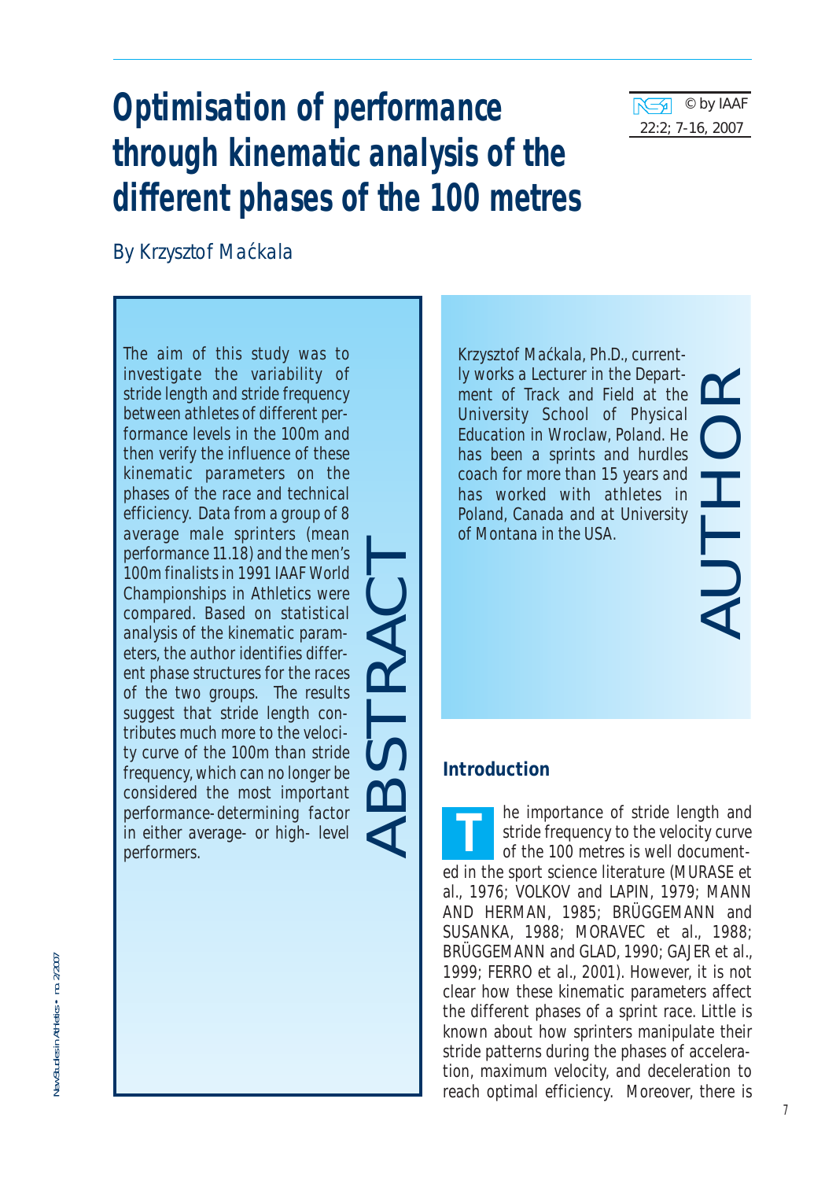# Optimisation of performance through kinematic analysis of the different phases of the 100 metres

By Krzysztof Maćkala

## ABSTRACT

The aim of this study was to investigate the variability of stride length and stride frequency between athletes of different performance levels in the 100m and then verify the influence of these kinematic parameters on the phases of the race and technical efficiency. Data from a group of 8 average male sprinters (mean performance 11.18) and the men's 100m finalists in 1991 IAAF World Championships in Athletics were compared. Based on statistical analysis of the kinematic parameters, the author identifies different phase structures for the races of the two groups. The results suggest that stride length contributes much more to the velocity curve of the 100m than stride frequency, which can no longer be considered the most important performance-determining factor in either average- or high- level performers.

## AUTHOR

Krzysztof Maćkala, Ph.D., currently works a Lecturer in the Department of Track and Field at the University School of Physical Education in Wroclaw, Poland. He has been a sprints and hurdles coach for more than 15 years and has worked with athletes in Poland, Canada and at University of Montana in the USA.

## Introduction

The importance of stride length and stride frequency to the velocity curve of the 100 metres is well documented in the sport science literature (MURASE et al., 1976; VOLKOV and LAPIN, 1979; MANN AND HERMAN, 1985; BRÜGGEMANN and SUSANKA, 1988; MORAVEC et al., 1988; BRÜGGEMANN and GLAD, 1990; GAJER et al., 1999; FERRO et al., 2001). However, it is not clear how these kinematic parameters affect the different phases of a sprint race. Little is known about how sprinters manipulate their stride patterns during the phases of acceleration, maximum velocity, and deceleration to reach optimal efficiency. Moreover, there is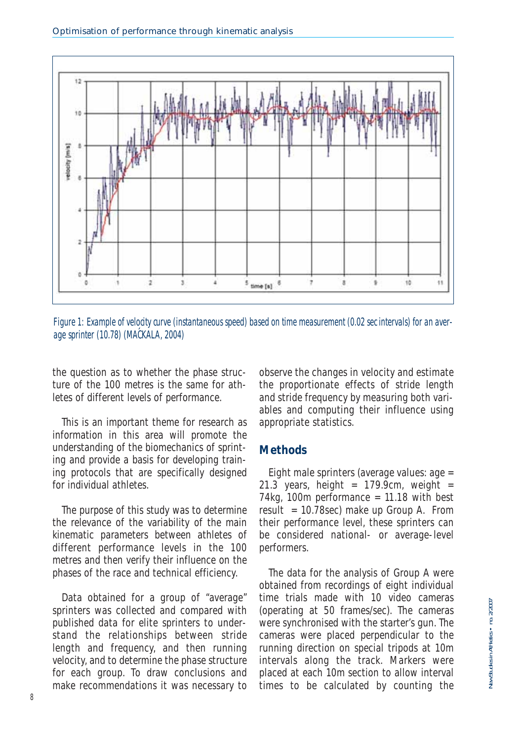Figure 1: Example of velocity curve (instantaneous speed) based on time measurement (0.02 sec intervals) for an average sprinter (10.78) (MAĆKALA, 2004)

the question as to whether the phase structure of the 100 metres is the same for athletes of different levels of performance.

This is an important theme for research as information in this area will promote the understanding of the biomechanics of sprinting and provide a basis for developing training protocols that are specifically designed for individual athletes.

The purpose of this study was to determine the relevance of the variability of the main kinematic parameters between athletes of different performance levels in the 100 metres and then verify their influence on the phases of the race and technical efficiency.

Data obtained for a group of "average" sprinters was collected and compared with published data for elite sprinters to understand the relationships between stride length and frequency, and then running velocity, and to determine the phase structure for each group. To draw conclusions and make recommendations it was necessary to observe the changes in velocity and estimate the proportionate effects of stride length and stride frequency by measuring both variables and computing their influence using appropriate statistics.

## Methods

Eight male sprinters (average values: age = 21.3 years, height = 179.9cm, weight = 74kg, 100m performance = 11.18 with best result = 10.78sec) make up Group A. From their performance level, these sprinters can be considered national- or average-level performers.

The data for the analysis of Group A were obtained from recordings of eight individual time trials made with 10 video cameras (operating at 50 frames/sec). The cameras were synchronised with the starter's gun. The cameras were placed perpendicular to the running direction on special tripods at 10m intervals along the track. Markers were placed at each 10m section to allow interval times to be calculated by counting the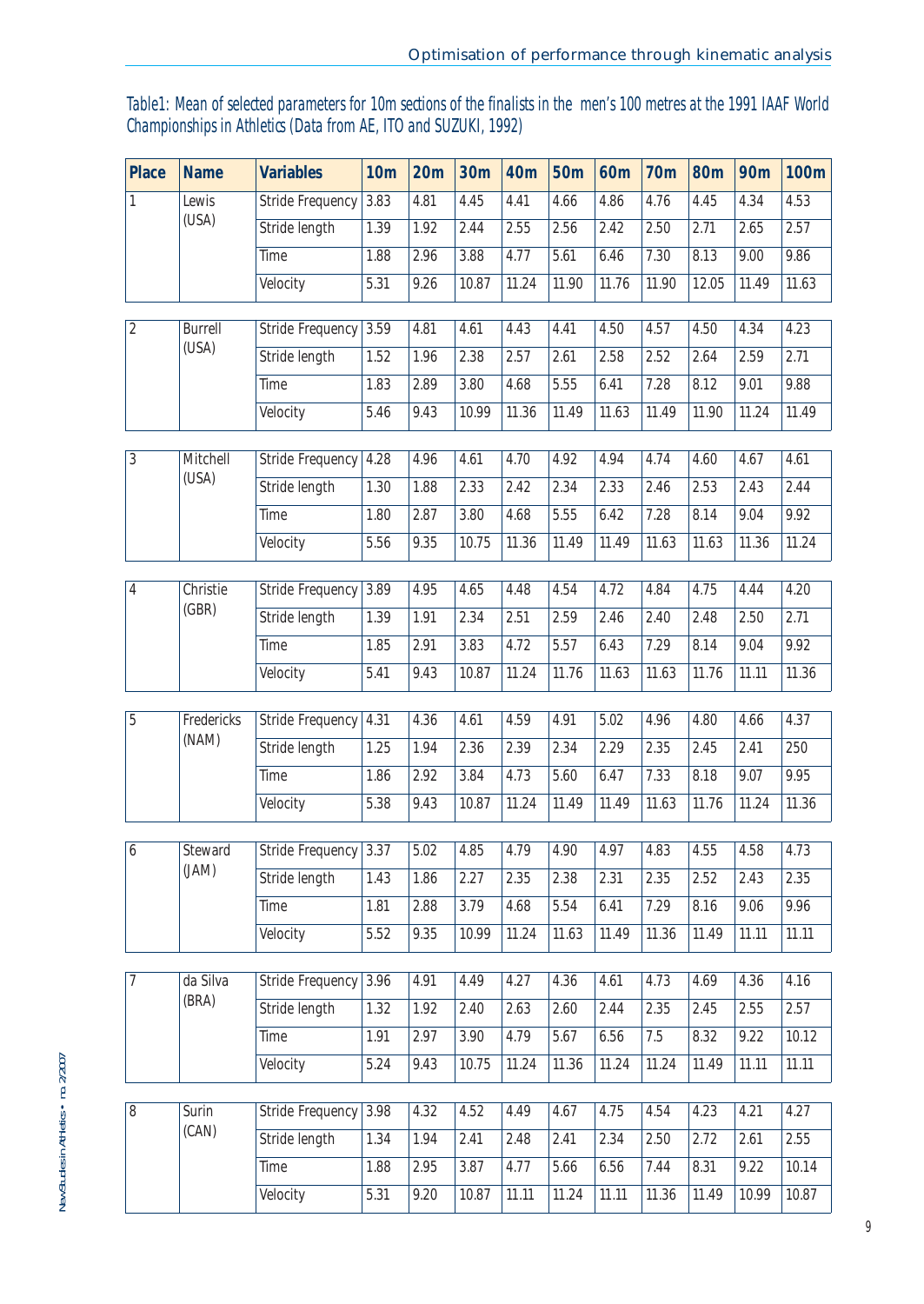Table1: Mean of selected parameters for 10m sections of the finalists in the men's 100 metres at the 1991 IAAF World Championships in Athletics (Data from AE, ITO and SUZUKI, 1992)

| Place | Name | Variables | 10m | 20m | 30m | 40m | 50m | 60m | 70m | 80m | 90m | 100m |
|---|---|---|---|---|---|---|---|---|---|---|---|---|
| 1 | Lewis (USA) | Stride Frequency | 3.83 | 4.81 | 4.45 | 4.41 | 4.66 | 4.86 | 4.76 | 4.45 | 4.34 | 4.53 |
| | | Stride length | 1.39 | 1.92 | 2.44 | 2.55 | 2.56 | 2.42 | 2.50 | 2.71 | 2.65 | 2.57 |
| | | Time | 1.88 | 2.96 | 3.88 | 4.77 | 5.61 | 6.46 | 7.30 | 8.13 | 9.00 | 9.86 |
| | | Velocity | 5.31 | 9.26 | 10.87 | 11.24 | 11.90 | 11.76 | 11.90 | 12.05 | 11.49 | 11.63 |
| 2 | Burrell (USA) | Stride Frequency | 3.59 | 4.81 | 4.61 | 4.43 | 4.41 | 4.50 | 4.57 | 4.50 | 4.34 | 4.23 |
| | | Stride length | 1.52 | 1.96 | 2.38 | 2.57 | 2.61 | 2.58 | 2.52 | 2.64 | 2.59 | 2.71 |
| | | Time | 1.83 | 2.89 | 3.80 | 4.68 | 5.55 | 6.41 | 7.28 | 8.12 | 9.01 | 9.88 |
| | | Velocity | 5.46 | 9.43 | 10.99 | 11.36 | 11.49 | 11.63 | 11.49 | 11.90 | 11.24 | 11.49 |
| 3 | Mitchell (USA) | Stride Frequency | 4.28 | 4.96 | 4.61 | 4.70 | 4.92 | 4.94 | 4.74 | 4.60 | 4.67 | 4.61 |
| | | Stride length | 1.30 | 1.88 | 2.33 | 2.42 | 2.34 | 2.33 | 2.46 | 2.53 | 2.43 | 2.44 |
| | | Time | 1.80 | 2.87 | 3.80 | 4.68 | 5.55 | 6.42 | 7.28 | 8.14 | 9.04 | 9.92 |
| | | Velocity | 5.56 | 9.35 | 10.75 | 11.36 | 11.49 | 11.49 | 11.63 | 11.63 | 11.36 | 11.24 |
| 4 | Christie (GBR) | Stride Frequency | 3.89 | 4.95 | 4.65 | 4.48 | 4.54 | 4.72 | 4.84 | 4.75 | 4.44 | 4.20 |
| | | Stride length | 1.39 | 1.91 | 2.34 | 2.51 | 2.59 | 2.46 | 2.40 | 2.48 | 2.50 | 2.71 |
| | | Time | 1.85 | 2.91 | 3.83 | 4.72 | 5.57 | 6.43 | 7.29 | 8.14 | 9.04 | 9.92 |
| | | Velocity | 5.41 | 9.43 | 10.87 | 11.24 | 11.76 | 11.63 | 11.63 | 11.76 | 11.11 | 11.36 |
| 5 | Fredericks (NAM) | Stride Frequency | 4.31 | 4.36 | 4.61 | 4.59 | 4.91 | 5.02 | 4.96 | 4.80 | 4.66 | 4.37 |
| | | Stride length | 1.25 | 1.94 | 2.36 | 2.39 | 2.34 | 2.29 | 2.35 | 2.45 | 2.41 | 250 |
| | | Time | 1.86 | 2.92 | 3.84 | 4.73 | 5.60 | 6.47 | 7.33 | 8.18 | 9.07 | 9.95 |
| | | Velocity | 5.38 | 9.43 | 10.87 | 11.24 | 11.49 | 11.49 | 11.63 | 11.76 | 11.24 | 11.36 |
| 6 | Steward (JAM) | Stride Frequency | 3.37 | 5.02 | 4.85 | 4.79 | 4.90 | 4.97 | 4.83 | 4.55 | 4.58 | 4.73 |
| | | Stride length | 1.43 | 1.86 | 2.27 | 2.35 | 2.38 | 2.31 | 2.35 | 2.52 | 2.43 | 2.35 |
| | | Time | 1.81 | 2.88 | 3.79 | 4.68 | 5.54 | 6.41 | 7.29 | 8.16 | 9.06 | 9.96 |
| | | Velocity | 5.52 | 9.35 | 10.99 | 11.24 | 11.63 | 11.49 | 11.36 | 11.49 | 11.11 | 11.11 |
| 7 | da Silva (BRA) | Stride Frequency | 3.96 | 4.91 | 4.49 | 4.27 | 4.36 | 4.61 | 4.73 | 4.69 | 4.36 | 4.16 |
| | | Stride length | 1.32 | 1.92 | 2.40 | 2.63 | 2.60 | 2.44 | 2.35 | 2.45 | 2.55 | 2.57 |
| | | Time | 1.91 | 2.97 | 3.90 | 4.79 | 5.67 | 6.56 | 7.5 | 8.32 | 9.22 | 10.12 |
| | | Velocity | 5.24 | 9.43 | 10.75 | 11.24 | 11.36 | 11.24 | 11.24 | 11.49 | 11.11 | 11.11 |
| 8 | Surin (CAN) | Stride Frequency | 3.98 | 4.32 | 4.52 | 4.49 | 4.67 | 4.75 | 4.54 | 4.23 | 4.21 | 4.27 |
| | | Stride length | 1.34 | 1.94 | 2.41 | 2.48 | 2.41 | 2.34 | 2.50 | 2.72 | 2.61 | 2.55 |
| | | Time | 1.88 | 2.95 | 3.87 | 4.77 | 5.66 | 6.56 | 7.44 | 8.31 | 9.22 | 10.14 |
| | | Velocity | 5.31 | 9.20 | 10.87 | 11.11 | 11.24 | 11.11 | 11.36 | 11.49 | 10.99 | 10.87 |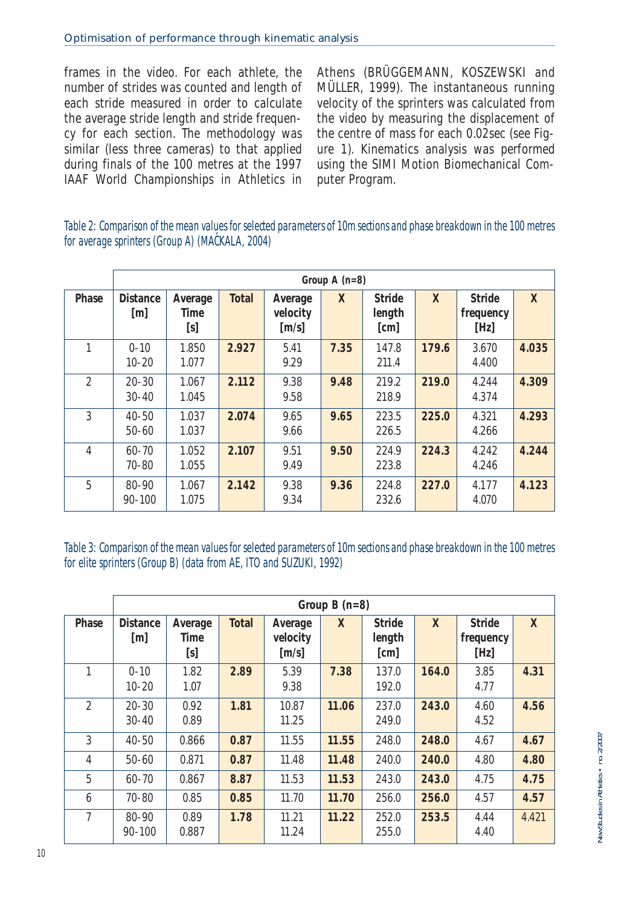frames in the video. For each athlete, the number of strides was counted and length of each stride measured in order to calculate the average stride length and stride frequency for each section. The methodology was similar (less three cameras) to that applied during finals of the 100 metres at the 1997 IAAF World Championships in Athletics in Athens (BRÜGGEMANN, KOSZEWSKI and MÜLLER, 1999). The instantaneous running velocity of the sprinters was calculated from the video by measuring the displacement of the centre of mass for each 0.02sec (see Figure 1). Kinematics analysis was performed using the SIMI Motion Biomechanical Computer Program.

*Table 2: Comparison of the mean values for selected parameters of 10m sections and phase breakdown in the 100 metres for average sprinters (Group A) (MAĆKALA, 2004)*

| | Group A (n=8) | | | | | | | | |
|---|---|---|---|---|---|---|---|---|---|
| **Phase** | **Distance [m]** | **Average Time [s]** | **Total** | **Average velocity [m/s]** | **X** | **Stride length [cm]** | **X** | **Stride frequency [Hz]** | **X** |
| 1 | 0-10<br>10-20 | 1.850<br>1.077 | **2.927** | 5.41<br>9.29 | **7.35** | 147.8<br>211.4 | **179.6** | 3.670<br>4.400 | **4.035** |
| 2 | 20-30<br>30-40 | 1.067<br>1.045 | **2.112** | 9.38<br>9.58 | **9.48** | 219.2<br>218.9 | **219.0** | 4.244<br>4.374 | **4.309** |
| 3 | 40-50<br>50-60 | 1.037<br>1.037 | **2.074** | 9.65<br>9.66 | **9.65** | 223.5<br>226.5 | **225.0** | 4.321<br>4.266 | **4.293** |
| 4 | 60-70<br>70-80 | 1.052<br>1.055 | **2.107** | 9.51<br>9.49 | **9.50** | 224.9<br>223.8 | **224.3** | 4.242<br>4.246 | **4.244** |
| 5 | 80-90<br>90-100 | 1.067<br>1.075 | **2.142** | 9.38<br>9.34 | **9.36** | 224.8<br>232.6 | **227.0** | 4.177<br>4.070 | **4.123** |

*Table 3: Comparison of the mean values for selected parameters of 10m sections and phase breakdown in the 100 metres for elite sprinters (Group B) (data from AE, ITO and SUZUKI, 1992)*

| | Group B (n=8) | | | | | | | | |
|---|---|---|---|---|---|---|---|---|---|
| **Phase** | **Distance [m]** | **Average Time [s]** | **Total** | **Average velocity [m/s]** | **X** | **Stride length [cm]** | **X** | **Stride frequency [Hz]** | **X** |
| 1 | 0-10<br>10-20 | 1.82<br>1.07 | **2.89** | 5.39<br>9.38 | **7.38** | 137.0<br>192.0 | **164.0** | 3.85<br>4.77 | **4.31** |
| 2 | 20-30<br>30-40 | 0.92<br>0.89 | **1.81** | 10.87<br>11.25 | **11.06** | 237.0<br>249.0 | **243.0** | 4.60<br>4.52 | **4.56** |
| 3 | 40-50 | 0.866 | **0.87** | 11.55 | **11.55** | 248.0 | **248.0** | 4.67 | **4.67** |
| 4 | 50-60 | 0.871 | **0.87** | 11.48 | **11.48** | 240.0 | **240.0** | 4.80 | **4.80** |
| 5 | 60-70 | 0.867 | **8.87** | 11.53 | **11.53** | 243.0 | **243.0** | 4.75 | **4.75** |
| 6 | 70-80 | 0.85 | **0.85** | 11.70 | **11.70** | 256.0 | **256.0** | 4.57 | **4.57** |
| 7 | 80-90<br>90-100 | 0.89<br>0.887 | **1.78** | 11.21<br>11.24 | **11.22** | 252.0<br>255.0 | **253.5** | 4.44<br>4.40 | 4.421 |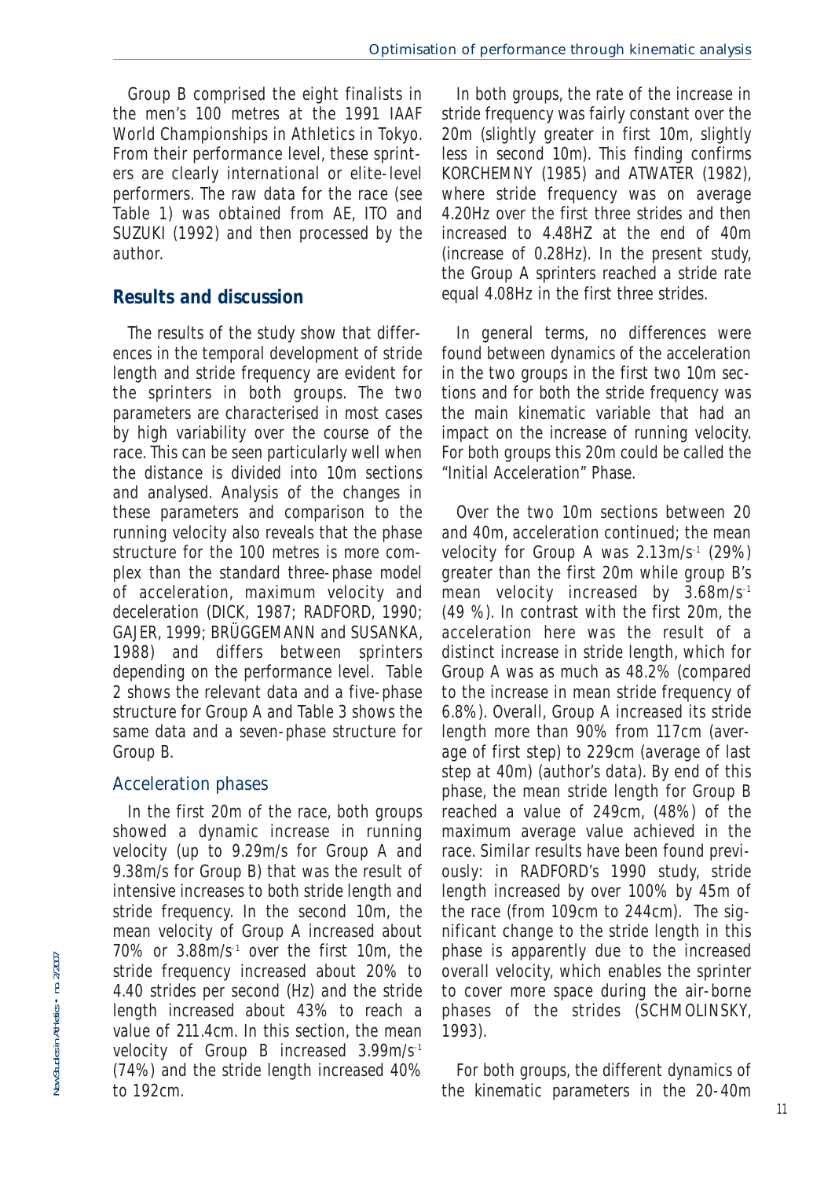Group B comprised the eight finalists in the men's 100 metres at the 1991 IAAF World Championships in Athletics in Tokyo. From their performance level, these sprinters are clearly international or elite-level performers. The raw data for the race (see Table 1) was obtained from AE, ITO and SUZUKI (1992) and then processed by the author.

## Results and discussion

The results of the study show that differences in the temporal development of stride length and stride frequency are evident for the sprinters in both groups. The two parameters are characterised in most cases by high variability over the course of the race. This can be seen particularly well when the distance is divided into 10m sections and analysed. Analysis of the changes in these parameters and comparison to the running velocity also reveals that the phase structure for the 100 metres is more complex than the standard three-phase model of acceleration, maximum velocity and deceleration (DICK, 1987; RADFORD, 1990; GAJER, 1999; BRÜGGEMANN and SUSANKA, 1988) and differs between sprinters depending on the performance level. Table 2 shows the relevant data and a five-phase structure for Group A and Table 3 shows the same data and a seven-phase structure for Group B.

### Acceleration phases

In the first 20m of the race, both groups showed a dynamic increase in running velocity (up to 9.29m/s for Group A and 9.38m/s for Group B) that was the result of intensive increases to both stride length and stride frequency. In the second 10m, the mean velocity of Group A increased about 70% or 3.88m/s$^{-1}$ over the first 10m, the stride frequency increased about 20% to 4.40 strides per second (Hz) and the stride length increased about 43% to reach a value of 211.4cm. In this section, the mean velocity of Group B increased 3.99m/s$^{-1}$ (74%) and the stride length increased 40% to 192cm.

In both groups, the rate of the increase in stride frequency was fairly constant over the 20m (slightly greater in first 10m, slightly less in second 10m). This finding confirms KORCHEMNY (1985) and ATWATER (1982), where stride frequency was on average 4.20Hz over the first three strides and then increased to 4.48HZ at the end of 40m (increase of 0.28Hz). In the present study, the Group A sprinters reached a stride rate equal 4.08Hz in the first three strides.

In general terms, no differences were found between dynamics of the acceleration in the two groups in the first two 10m sections and for both the stride frequency was the main kinematic variable that had an impact on the increase of running velocity. For both groups this 20m could be called the "Initial Acceleration" Phase.

Over the two 10m sections between 20 and 40m, acceleration continued; the mean velocity for Group A was 2.13m/s$^{-1}$ (29%) greater than the first 20m while group B's mean velocity increased by 3.68m/s$^{-1}$ (49 %). In contrast with the first 20m, the acceleration here was the result of a distinct increase in stride length, which for Group A was as much as 48.2% (compared to the increase in mean stride frequency of 6.8%). Overall, Group A increased its stride length more than 90% from 117cm (average of first step) to 229cm (average of last step at 40m) (author's data). By end of this phase, the mean stride length for Group B reached a value of 249cm, (48%) of the maximum average value achieved in the race. Similar results have been found previously: in RADFORD's 1990 study, stride length increased by over 100% by 45m of the race (from 109cm to 244cm). The significant change to the stride length in this phase is apparently due to the increased overall velocity, which enables the sprinter to cover more space during the air-borne phases of the strides (SCHMOLINSKY, 1993).

For both groups, the different dynamics of the kinematic parameters in the 20-40m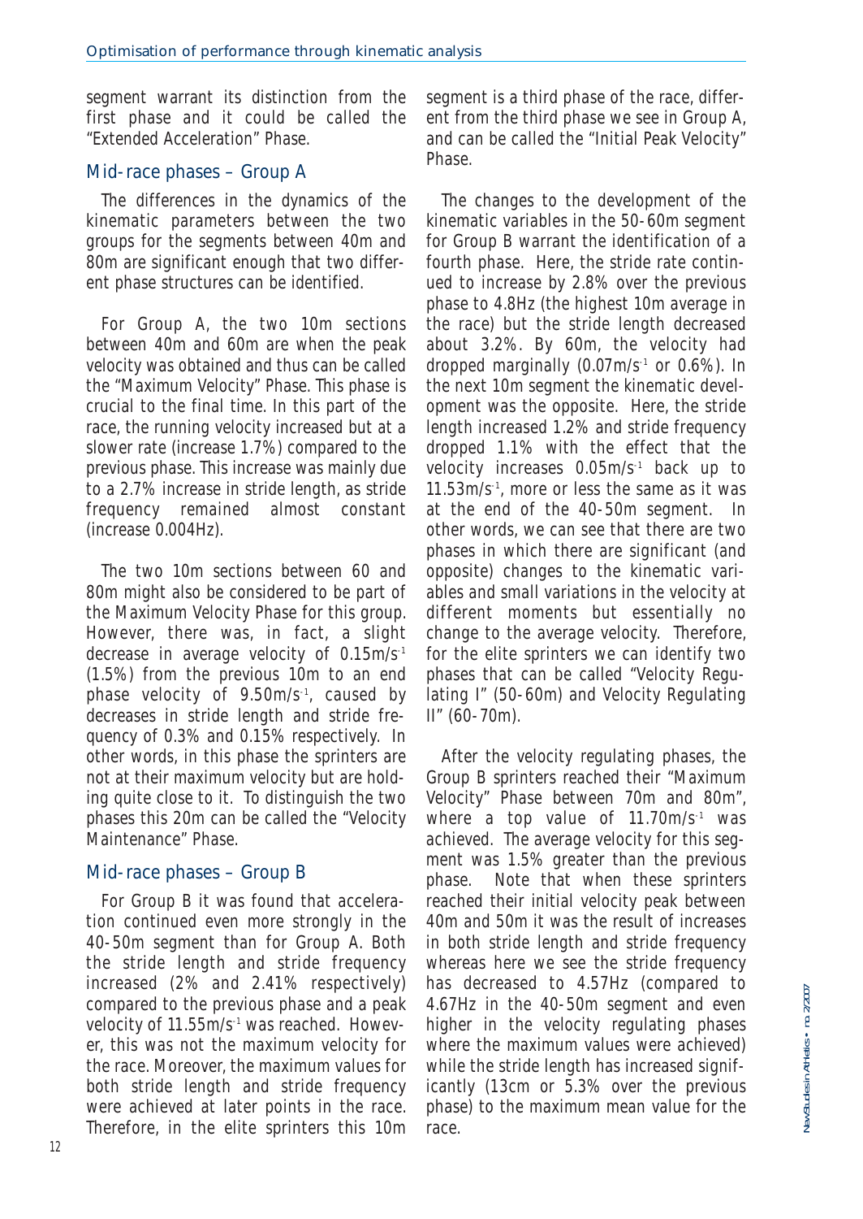segment warrant its distinction from the first phase and it could be called the "Extended Acceleration" Phase.

## Mid-race phases – Group A

The differences in the dynamics of the kinematic parameters between the two groups for the segments between 40m and 80m are significant enough that two different phase structures can be identified.

For Group A, the two 10m sections between 40m and 60m are when the peak velocity was obtained and thus can be called the "Maximum Velocity" Phase. This phase is crucial to the final time. In this part of the race, the running velocity increased but at a slower rate (increase 1.7%) compared to the previous phase. This increase was mainly due to a 2.7% increase in stride length, as stride frequency remained almost constant (increase 0.004Hz).

The two 10m sections between 60 and 80m might also be considered to be part of the Maximum Velocity Phase for this group. However, there was, in fact, a slight decrease in average velocity of $0.15m/s^{-1}$ (1.5%) from the previous 10m to an end phase velocity of $9.50m/s^{-1}$, caused by decreases in stride length and stride frequency of 0.3% and 0.15% respectively. In other words, in this phase the sprinters are not at their maximum velocity but are holding quite close to it. To distinguish the two phases this 20m can be called the "Velocity Maintenance" Phase.

## Mid-race phases – Group B

For Group B it was found that acceleration continued even more strongly in the 40-50m segment than for Group A. Both the stride length and stride frequency increased (2% and 2.41% respectively) compared to the previous phase and a peak velocity of $11.55m/s^{-1}$ was reached. However, this was not the maximum velocity for the race. Moreover, the maximum values for both stride length and stride frequency were achieved at later points in the race. Therefore, in the elite sprinters this 10m segment is a third phase of the race, different from the third phase we see in Group A, and can be called the "Initial Peak Velocity" Phase.

The changes to the development of the kinematic variables in the 50-60m segment for Group B warrant the identification of a fourth phase. Here, the stride rate continued to increase by 2.8% over the previous phase to 4.8Hz (the highest 10m average in the race) but the stride length decreased about 3.2%. By 60m, the velocity had dropped marginally ($0.07m/s^{-1}$ or 0.6%). In the next 10m segment the kinematic development was the opposite. Here, the stride length increased 1.2% and stride frequency dropped 1.1% with the effect that the velocity increases $0.05m/s^{-1}$ back up to $11.53m/s^{-1}$, more or less the same as it was at the end of the 40-50m segment. In other words, we can see that there are two phases in which there are significant (and opposite) changes to the kinematic variables and small variations in the velocity at different moments but essentially no change to the average velocity. Therefore, for the elite sprinters we can identify two phases that can be called "Velocity Regulating I" (50-60m) and Velocity Regulating II" (60-70m).

After the velocity regulating phases, the Group B sprinters reached their "Maximum Velocity" Phase between 70m and 80m", where a top value of $11.70m/s^{-1}$ was achieved. The average velocity for this segment was 1.5% greater than the previous phase. Note that when these sprinters reached their initial velocity peak between 40m and 50m it was the result of increases in both stride length and stride frequency whereas here we see the stride frequency has decreased to 4.57Hz (compared to 4.67Hz in the 40-50m segment and even higher in the velocity regulating phases where the maximum values were achieved) while the stride length has increased significantly (13cm or 5.3% over the previous phase) to the maximum mean value for the race.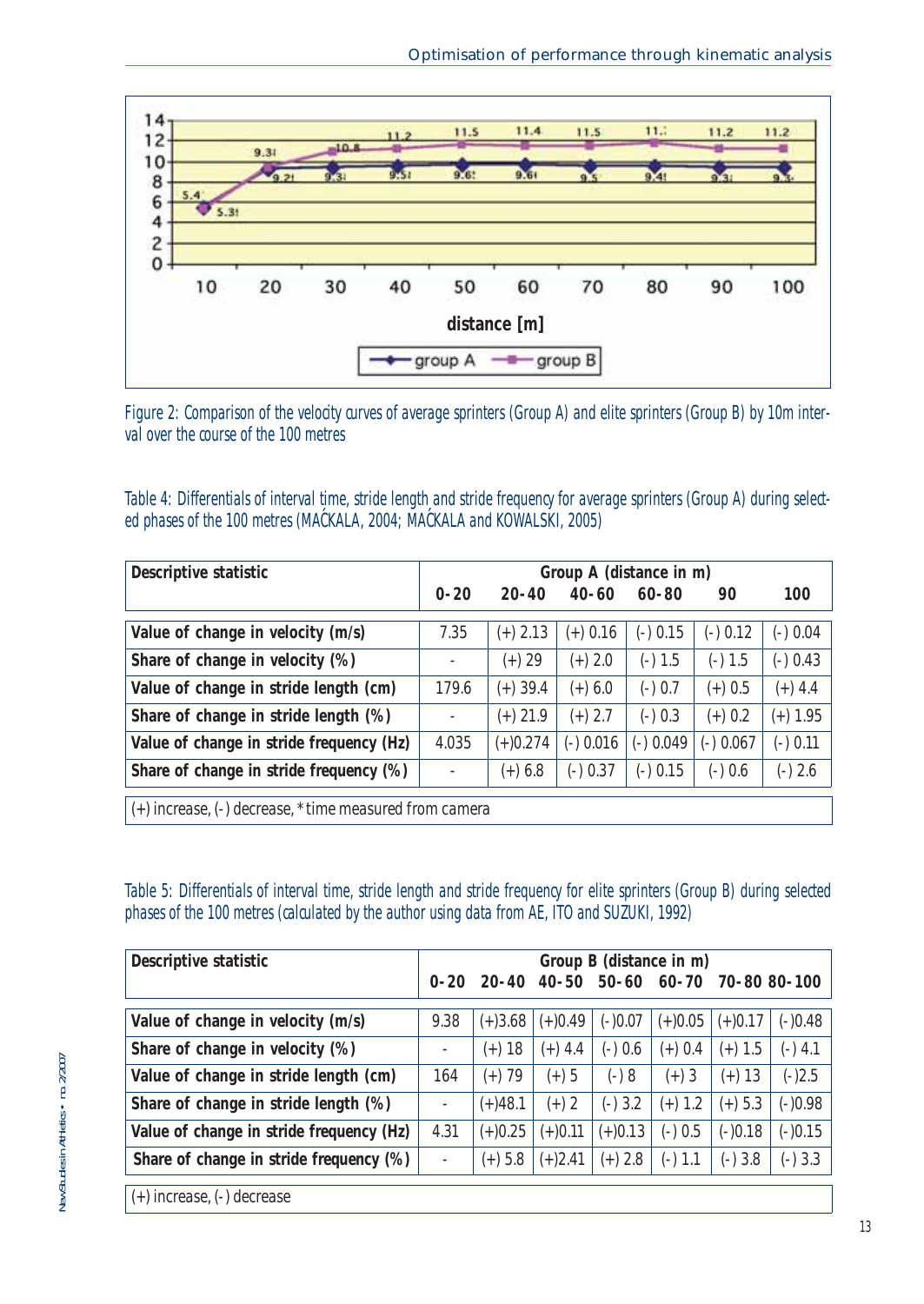Figure 2: Comparison of the velocity curves of average sprinters (Group A) and elite sprinters (Group B) by 10m interval over the course of the 100 metres

Table 4: Differentials of interval time, stride length and stride frequency for average sprinters (Group A) during selected phases of the 100 metres (MAĆKALA, 2004; MAĆKALA and KOWALSKI, 2005)

| Descriptive statistic | Group A (distance in m) 0-20 | 20-40 | 40-60 | 60-80 | 90 | 100 |
|---|---|---|---|---|---|---|
| Value of change in velocity (m/s) | 7.35 | (+) 2.13 | (+) 0.16 | (-) 0.15 | (-) 0.12 | (-) 0.04 |
| Share of change in velocity (%) | - | (+) 29 | (+) 2.0 | (-) 1.5 | (-) 1.5 | (-) 0.43 |
| Value of change in stride length (cm) | 179.6 | (+) 39.4 | (+) 6.0 | (-) 0.7 | (+) 0.5 | (+) 4.4 |
| Share of change in stride length (%) | - | (+) 21.9 | (+) 2.7 | (-) 0.3 | (+) 0.2 | (+) 1.95 |
| Value of change in stride frequency (Hz) | 4.035 | (+)0.274 | (-) 0.016 | (-) 0.049 | (-) 0.067 | (-) 0.11 |
| Share of change in stride frequency (%) | - | (+) 6.8 | (-) 0.37 | (-) 0.15 | (-) 0.6 | (-) 2.6 |

(+) increase, (-) decrease, * time measured from camera

Table 5: Differentials of interval time, stride length and stride frequency for elite sprinters (Group B) during selected phases of the 100 metres (calculated by the author using data from AE, ITO and SUZUKI, 1992)

| Descriptive statistic | Group B (distance in m) 0-20 | 20-40 | 40-50 | 50-60 | 60-70 | 70-80 | 80-100 |
|---|---|---|---|---|---|---|---|
| Value of change in velocity (m/s) | 9.38 | (+)3.68 | (+)0.49 | (-)0.07 | (+)0.05 | (+)0.17 | (-)0.48 |
| Share of change in velocity (%) | - | (+) 18 | (+) 4.4 | (-) 0.6 | (+) 0.4 | (+) 1.5 | (-) 4.1 |
| Value of change in stride length (cm) | 164 | (+) 79 | (+) 5 | (-) 8 | (+) 3 | (+) 13 | (-)2.5 |
| Share of change in stride length (%) | - | (+)48.1 | (+) 2 | (-) 3.2 | (+) 1.2 | (+) 5.3 | (-)0.98 |
| Value of change in stride frequency (Hz) | 4.31 | (+)0.25 | (+)0.11 | (+)0.13 | (-) 0.5 | (-)0.18 | (-)0.15 |
| Share of change in stride frequency (%) | - | (+) 5.8 | (+)2.41 | (+) 2.8 | (-) 1.1 | (-) 3.8 | (-) 3.3 |

(+) increase, (-) decrease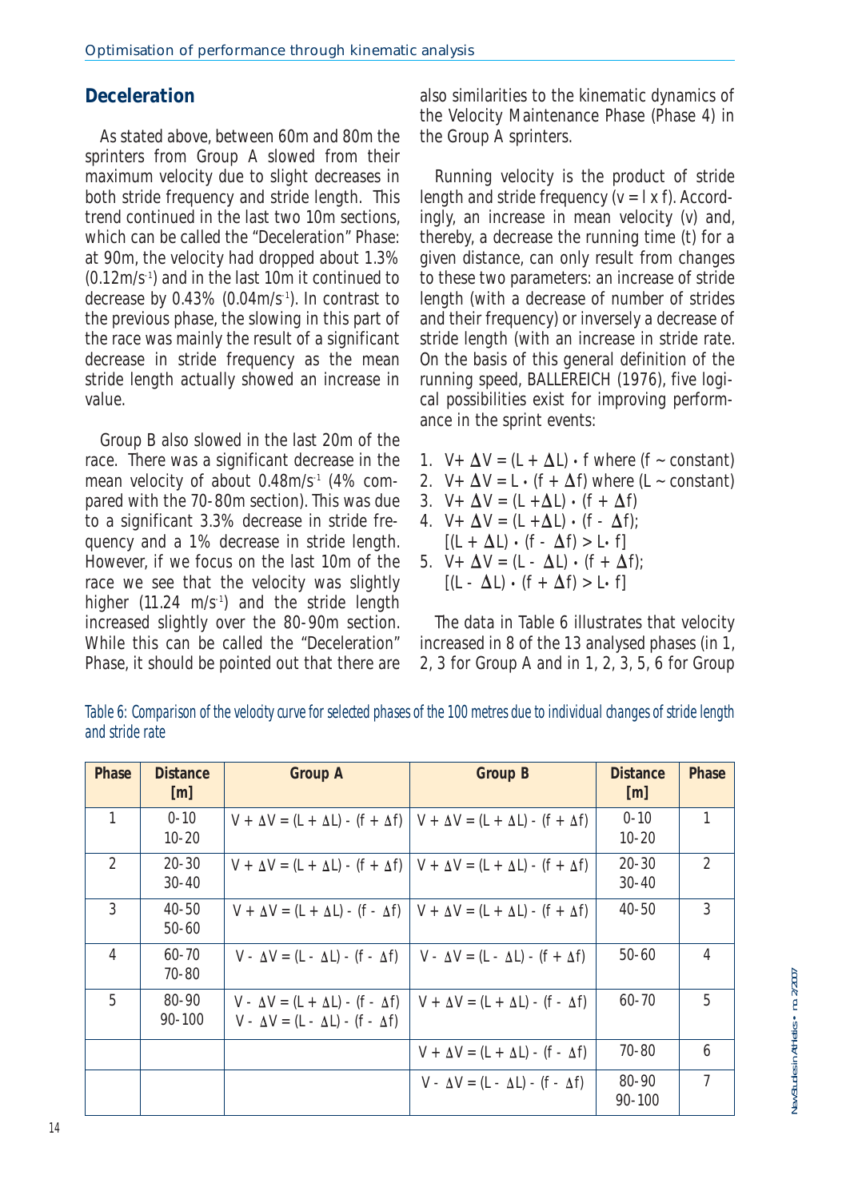## Deceleration

As stated above, between 60m and 80m the sprinters from Group A slowed from their maximum velocity due to slight decreases in both stride frequency and stride length. This trend continued in the last two 10m sections, which can be called the "Deceleration" Phase: at 90m, the velocity had dropped about 1.3% ($0.12 m/s^{-1}$) and in the last 10m it continued to decrease by 0.43% ($0.04 m/s^{-1}$). In contrast to the previous phase, the slowing in this part of the race was mainly the result of a significant decrease in stride frequency as the mean stride length actually showed an increase in value.

Group B also slowed in the last 20m of the race. There was a significant decrease in the mean velocity of about $0.48 m/s^{-1}$ (4% compared with the 70-80m section). This was due to a significant 3.3% decrease in stride frequency and a 1% decrease in stride length. However, if we focus on the last 10m of the race we see that the velocity was slightly higher ($11.24 m/s^{-1}$) and the stride length increased slightly over the 80-90m section. While this can be called the "Deceleration" Phase, it should be pointed out that there are also similarities to the kinematic dynamics of the Velocity Maintenance Phase (Phase 4) in the Group A sprinters.

Running velocity is the product of stride length and stride frequency ($v = l \times f$). Accordingly, an increase in mean velocity (v) and, thereby, a decrease the running time (t) for a given distance, can only result from changes to these two parameters: an increase of stride length (with a decrease of number of strides and their frequency) or inversely a decrease of stride length (with an increase in stride rate. On the basis of this general definition of the running speed, BALLEREICH (1976), five logical possibilities exist for improving performance in the sprint events:

1. $V + \Delta V = (L + \Delta L) \cdot f$ where ($f \sim$ constant)
2. $V + \Delta V = L \cdot (f + \Delta f)$ where ($L \sim$ constant)
3. $V + \Delta V = (L + \Delta L) \cdot (f + \Delta f)$
4. $V + \Delta V = (L + \Delta L) \cdot (f - \Delta f)$; $[(L + \Delta L) \cdot (f - \Delta f) > L \cdot f]$
5. $V + \Delta V = (L - \Delta L) \cdot (f + \Delta f)$; $[(L - \Delta L) \cdot (f + \Delta f) > L \cdot f]$

The data in Table 6 illustrates that velocity increased in 8 of the 13 analysed phases (in 1, 2, 3 for Group A and in 1, 2, 3, 5, 6 for Group

*Table 6: Comparison of the velocity curve for selected phases of the 100 metres due to individual changes of stride length and stride rate*

| Phase | Distance [m] | Group A | Group B | Distance [m] | Phase |
|---|---|---|---|---|---|
| 1 | 0-10<br>10-20 | $V + \Delta V = (L + \Delta L) \cdot (f + \Delta f)$ | $V + \Delta V = (L + \Delta L) \cdot (f + \Delta f)$ | 0-10<br>10-20 | 1 |
| 2 | 20-30<br>30-40 | $V + \Delta V = (L + \Delta L) \cdot (f + \Delta f)$ | $V + \Delta V = (L + \Delta L) \cdot (f + \Delta f)$ | 20-30<br>30-40 | 2 |
| 3 | 40-50<br>50-60 | $V + \Delta V = (L + \Delta L) \cdot (f - \Delta f)$ | $V + \Delta V = (L + \Delta L) \cdot (f + \Delta f)$ | 40-50 | 3 |
| 4 | 60-70<br>70-80 | $V - \Delta V = (L - \Delta L) \cdot (f - \Delta f)$ | $V - \Delta V = (L - \Delta L) \cdot (f + \Delta f)$ | 50-60 | 4 |
| 5 | 80-90<br>90-100 | $V - \Delta V = (L + \Delta L) \cdot (f - \Delta f)$<br>$V - \Delta V = (L - \Delta L) \cdot (f - \Delta f)$ | $V + \Delta V = (L + \Delta L) \cdot (f - \Delta f)$ | 60-70 | 5 |
| | | | $V + \Delta V = (L + \Delta L) \cdot (f - \Delta f)$ | 70-80 | 6 |
| | | | $V - \Delta V = (L - \Delta L) \cdot (f - \Delta f)$ | 80-90<br>90-100 | 7 |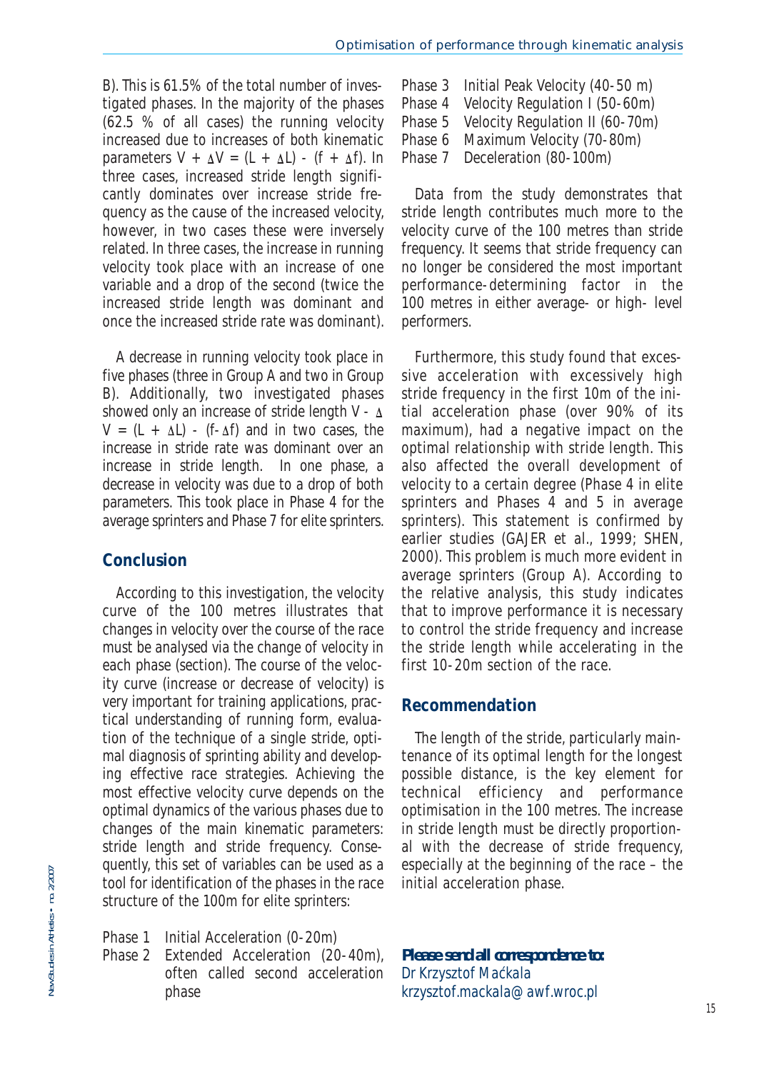B). This is 61.5% of the total number of investigated phases. In the majority of the phases (62.5 % of all cases) the running velocity increased due to increases of both kinematic parameters $V + \Delta V = (L + \Delta L) \cdot (f + \Delta f)$. In three cases, increased stride length significantly dominates over increase stride frequency as the cause of the increased velocity, however, in two cases these were inversely related. In three cases, the increase in running velocity took place with an increase of one variable and a drop of the second (twice the increased stride length was dominant and once the increased stride rate was dominant).

A decrease in running velocity took place in five phases (three in Group A and two in Group B). Additionally, two investigated phases showed only an increase of stride length $V - \Delta V = (L + \Delta L) \cdot (f - \Delta f)$ and in two cases, the increase in stride rate was dominant over an increase in stride length. In one phase, a decrease in velocity was due to a drop of both parameters. This took place in Phase 4 for the average sprinters and Phase 7 for elite sprinters.

## Conclusion

According to this investigation, the velocity curve of the 100 metres illustrates that changes in velocity over the course of the race must be analysed via the change of velocity in each phase (section). The course of the velocity curve (increase or decrease of velocity) is very important for training applications, practical understanding of running form, evaluation of the technique of a single stride, optimal diagnosis of sprinting ability and developing effective race strategies. Achieving the most effective velocity curve depends on the optimal dynamics of the various phases due to changes of the main kinematic parameters: stride length and stride frequency. Consequently, this set of variables can be used as a tool for identification of the phases in the race structure of the 100m for elite sprinters:

- Phase 1 Initial Acceleration (0-20m)
- Phase 2 Extended Acceleration (20-40m), often called second acceleration phase
- Phase 3 Initial Peak Velocity (40-50 m)
- Phase 4 Velocity Regulation I (50-60m)
- Phase 5 Velocity Regulation II (60-70m)
- Phase 6 Maximum Velocity (70-80m)
- Phase 7 Deceleration (80-100m)

Data from the study demonstrates that stride length contributes much more to the velocity curve of the 100 metres than stride frequency. It seems that stride frequency can no longer be considered the most important performance-determining factor in the 100 metres in either average- or high- level performers.

Furthermore, this study found that excessive acceleration with excessively high stride frequency in the first 10m of the initial acceleration phase (over 90% of its maximum), had a negative impact on the optimal relationship with stride length. This also affected the overall development of velocity to a certain degree (Phase 4 in elite sprinters and Phases 4 and 5 in average sprinters). This statement is confirmed by earlier studies (GAJER et al., 1999; SHEN, 2000). This problem is much more evident in average sprinters (Group A). According to the relative analysis, this study indicates that to improve performance it is necessary to control the stride frequency and increase the stride length while accelerating in the first 10-20m section of the race.

## Recommendation

The length of the stride, particularly maintenance of its optimal length for the longest possible distance, is the key element for technical efficiency and performance optimisation in the 100 metres. The increase in stride length must be directly proportional with the decrease of stride frequency, especially at the beginning of the race – the initial acceleration phase.

**Please send all correspondence to:**
Dr Krzysztof Maćkala
krzysztof.mackala@awf.wroc.pl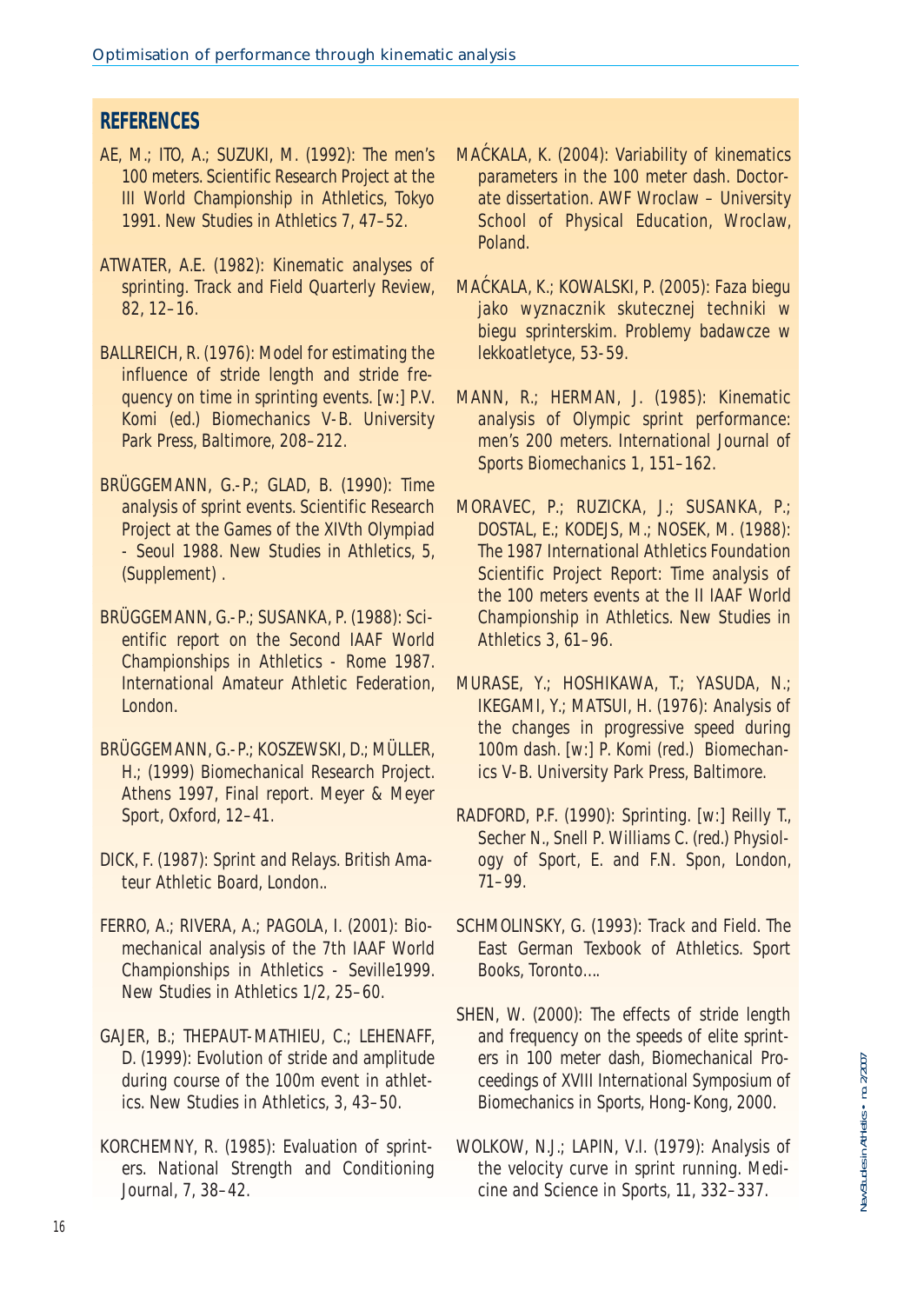## REFERENCES

AE, M.; ITO, A.; SUZUKI, M. (1992): The men's 100 meters. Scientific Research Project at the III World Championship in Athletics, Tokyo 1991. New Studies in Athletics 7, 47–52.

ATWATER, A.E. (1982): Kinematic analyses of sprinting. Track and Field Quarterly Review, 82, 12–16.

BALLREICH, R. (1976): Model for estimating the influence of stride length and stride frequency on time in sprinting events. [w:] P.V. Komi (ed.) Biomechanics V-B. University Park Press, Baltimore, 208–212.

BRÜGGEMANN, G.-P.; GLAD, B. (1990): Time analysis of sprint events. Scientific Research Project at the Games of the XIVth Olympiad - Seoul 1988. New Studies in Athletics, 5, (Supplement) .

BRÜGGEMANN, G.-P.; SUSANKA, P. (1988): Scientific report on the Second IAAF World Championships in Athletics - Rome 1987. International Amateur Athletic Federation, London.

BRÜGGEMANN, G.-P.; KOSZEWSKI, D.; MÜLLER, H.; (1999) Biomechanical Research Project. Athens 1997, Final report. Meyer & Meyer Sport, Oxford, 12–41.

DICK, F. (1987): Sprint and Relays. British Amateur Athletic Board, London..

FERRO, A.; RIVERA, A.; PAGOLA, I. (2001): Biomechanical analysis of the 7th IAAF World Championships in Athletics - Seville1999. New Studies in Athletics 1/2, 25–60.

GAJER, B.; THEPAUT-MATHIEU, C.; LEHENAFF, D. (1999): Evolution of stride and amplitude during course of the 100m event in athletics. New Studies in Athletics, 3, 43–50.

KORCHEMNY, R. (1985): Evaluation of sprinters. National Strength and Conditioning Journal, 7, 38–42.

MAĆKALA, K. (2004): Variability of kinematics parameters in the 100 meter dash. Doctorate dissertation. AWF Wroclaw – University School of Physical Education, Wroclaw, Poland.

MAĆKALA, K.; KOWALSKI, P. (2005): Faza biegu jako wyznacznik skutecznej techniki w biegu sprinterskim. Problemy badawcze w lekkoatletyce, 53-59.

MANN, R.; HERMAN, J. (1985): Kinematic analysis of Olympic sprint performance: men's 200 meters. International Journal of Sports Biomechanics 1, 151–162.

MORAVEC, P.; RUZICKA, J.; SUSANKA, P.; DOSTAL, E.; KODEJS, M.; NOSEK, M. (1988): The 1987 International Athletics Foundation Scientific Project Report: Time analysis of the 100 meters events at the II IAAF World Championship in Athletics. New Studies in Athletics 3, 61–96.

MURASE, Y.; HOSHIKAWA, T.; YASUDA, N.; IKEGAMI, Y.; MATSUI, H. (1976): Analysis of the changes in progressive speed during 100m dash. [w:] P. Komi (red.) Biomechanics V-B. University Park Press, Baltimore.

RADFORD, P.F. (1990): Sprinting. [w:] Reilly T., Secher N., Snell P. Williams C. (red.) Physiology of Sport, E. and F.N. Spon, London, 71–99.

SCHMOLINSKY, G. (1993): Track and Field. The East German Texbook of Athletics. Sport Books, Toronto….

SHEN, W. (2000): The effects of stride length and frequency on the speeds of elite sprinters in 100 meter dash, Biomechanical Proceedings of XVIII International Symposium of Biomechanics in Sports, Hong-Kong, 2000.

WOLKOW, N.J.; LAPIN, V.I. (1979): Analysis of the velocity curve in sprint running. Medicine and Science in Sports, 11, 332–337.